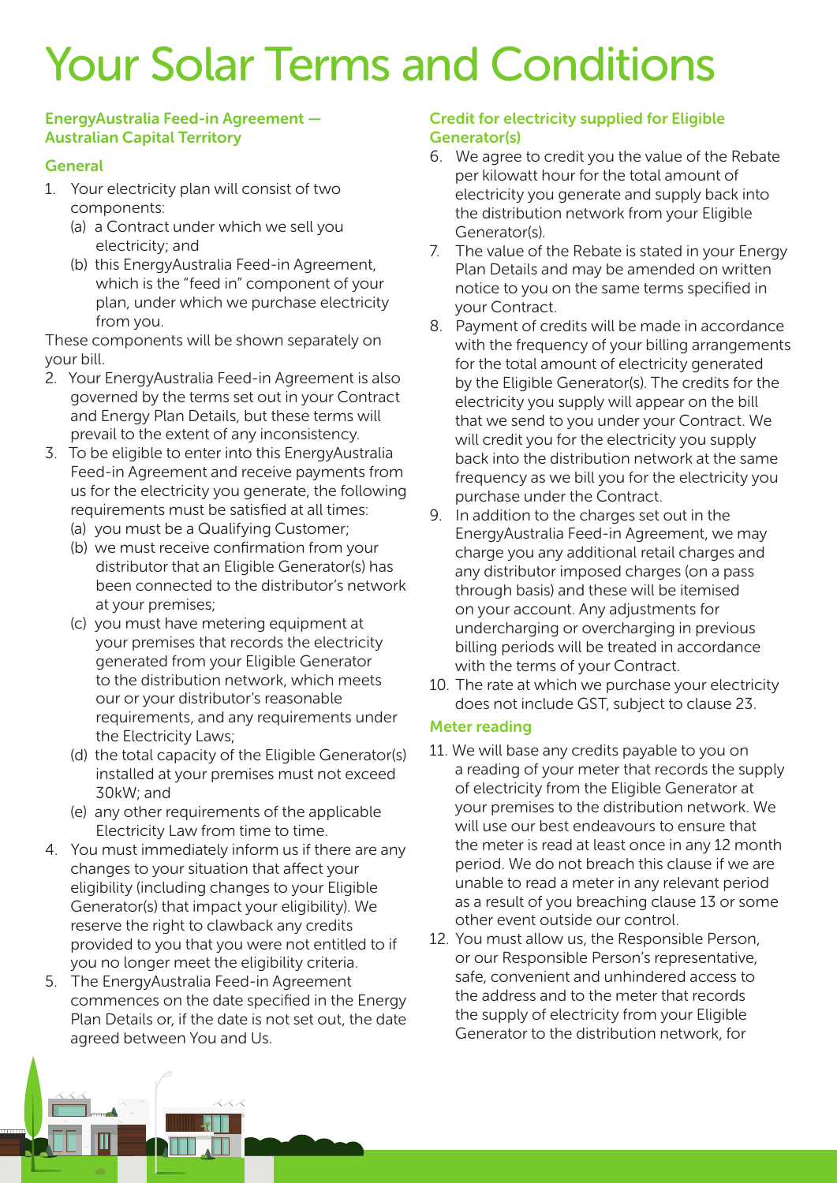# Your Solar Terms and Conditions

## EnergyAustralia Feed-in Agreement — Australian Capital Territory

### General

1. Your electricity plan will consist of two components:
   (a) a Contract under which we sell you electricity; and
   (b) this EnergyAustralia Feed-in Agreement, which is the "feed in" component of your plan, under which we purchase electricity from you.

These components will be shown separately on your bill.

2. Your EnergyAustralia Feed-in Agreement is also governed by the terms set out in your Contract and Energy Plan Details, but these terms will prevail to the extent of any inconsistency.
3. To be eligible to enter into this EnergyAustralia Feed-in Agreement and receive payments from us for the electricity you generate, the following requirements must be satisfied at all times:
   (a) you must be a Qualifying Customer;
   (b) we must receive confirmation from your distributor that an Eligible Generator(s) has been connected to the distributor's network at your premises;
   (c) you must have metering equipment at your premises that records the electricity generated from your Eligible Generator to the distribution network, which meets our or your distributor's reasonable requirements, and any requirements under the Electricity Laws;
   (d) the total capacity of the Eligible Generator(s) installed at your premises must not exceed 30kW; and
   (e) any other requirements of the applicable Electricity Law from time to time.
4. You must immediately inform us if there are any changes to your situation that affect your eligibility (including changes to your Eligible Generator(s) that impact your eligibility). We reserve the right to clawback any credits provided to you that you were not entitled to if you no longer meet the eligibility criteria.
5. The EnergyAustralia Feed-in Agreement commences on the date specified in the Energy Plan Details or, if the date is not set out, the date agreed between You and Us.

### Credit for electricity supplied for Eligible Generator(s)

6. We agree to credit you the value of the Rebate per kilowatt hour for the total amount of electricity you generate and supply back into the distribution network from your Eligible Generator(s).
7. The value of the Rebate is stated in your Energy Plan Details and may be amended on written notice to you on the same terms specified in your Contract.
8. Payment of credits will be made in accordance with the frequency of your billing arrangements for the total amount of electricity generated by the Eligible Generator(s). The credits for the electricity you supply will appear on the bill that we send to you under your Contract. We will credit you for the electricity you supply back into the distribution network at the same frequency as we bill you for the electricity you purchase under the Contract.
9. In addition to the charges set out in the EnergyAustralia Feed-in Agreement, we may charge you any additional retail charges and any distributor imposed charges (on a pass through basis) and these will be itemised on your account. Any adjustments for undercharging or overcharging in previous billing periods will be treated in accordance with the terms of your Contract.
10. The rate at which we purchase your electricity does not include GST, subject to clause 23.

### Meter reading

11. We will base any credits payable to you on a reading of your meter that records the supply of electricity from the Eligible Generator at your premises to the distribution network. We will use our best endeavours to ensure that the meter is read at least once in any 12 month period. We do not breach this clause if we are unable to read a meter in any relevant period as a result of you breaching clause 13 or some other event outside our control.
12. You must allow us, the Responsible Person, or our Responsible Person's representative, safe, convenient and unhindered access to the address and to the meter that records the supply of electricity from your Eligible Generator to the distribution network, for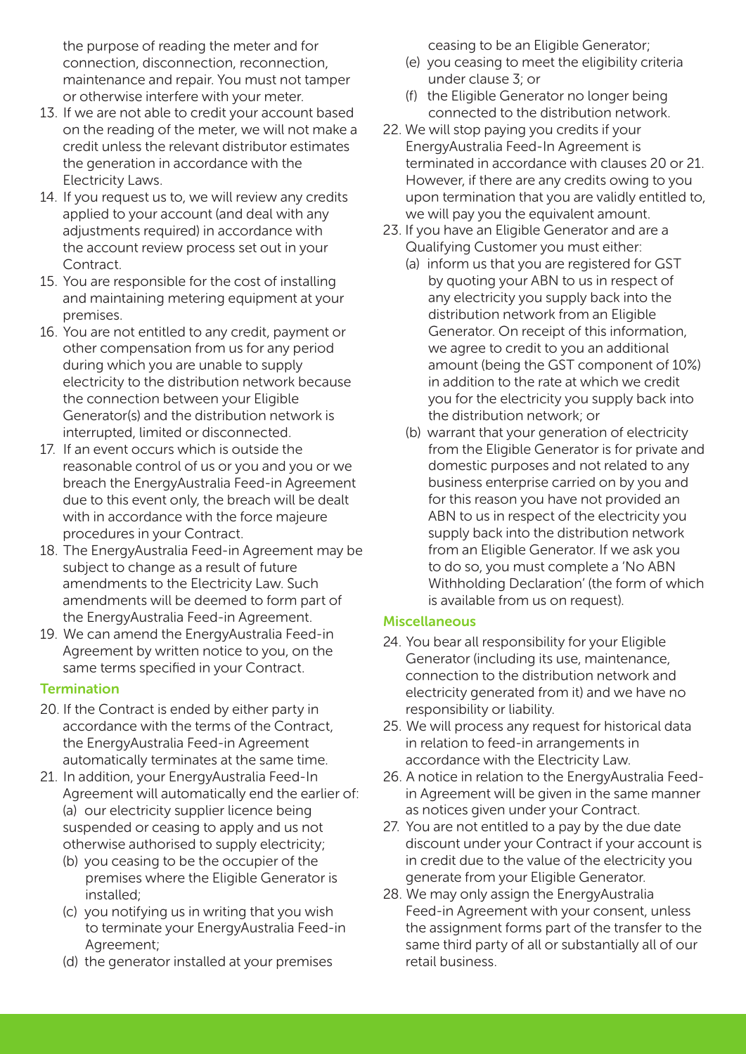the purpose of reading the meter and for connection, disconnection, reconnection, maintenance and repair. You must not tamper or otherwise interfere with your meter.

13. If we are not able to credit your account based on the reading of the meter, we will not make a credit unless the relevant distributor estimates the generation in accordance with the Electricity Laws.
14. If you request us to, we will review any credits applied to your account (and deal with any adjustments required) in accordance with the account review process set out in your Contract.
15. You are responsible for the cost of installing and maintaining metering equipment at your premises.
16. You are not entitled to any credit, payment or other compensation from us for any period during which you are unable to supply electricity to the distribution network because the connection between your Eligible Generator(s) and the distribution network is interrupted, limited or disconnected.
17. If an event occurs which is outside the reasonable control of us or you and you or we breach the EnergyAustralia Feed-in Agreement due to this event only, the breach will be dealt with in accordance with the force majeure procedures in your Contract.
18. The EnergyAustralia Feed-in Agreement may be subject to change as a result of future amendments to the Electricity Law. Such amendments will be deemed to form part of the EnergyAustralia Feed-in Agreement.
19. We can amend the EnergyAustralia Feed-in Agreement by written notice to you, on the same terms specified in your Contract.

### Termination

20. If the Contract is ended by either party in accordance with the terms of the Contract, the EnergyAustralia Feed-in Agreement automatically terminates at the same time.
21. In addition, your EnergyAustralia Feed-In Agreement will automatically end the earlier of:
    (a) our electricity supplier licence being suspended or ceasing to apply and us not otherwise authorised to supply electricity;
    (b) you ceasing to be the occupier of the premises where the Eligible Generator is installed;
    (c) you notifying us in writing that you wish to terminate your EnergyAustralia Feed-in Agreement;
    (d) the generator installed at your premises ceasing to be an Eligible Generator;
    (e) you ceasing to meet the eligibility criteria under clause 3; or
    (f) the Eligible Generator no longer being connected to the distribution network.
22. We will stop paying you credits if your EnergyAustralia Feed-In Agreement is terminated in accordance with clauses 20 or 21. However, if there are any credits owing to you upon termination that you are validly entitled to, we will pay you the equivalent amount.
23. If you have an Eligible Generator and are a Qualifying Customer you must either:
    (a) inform us that you are registered for GST by quoting your ABN to us in respect of any electricity you supply back into the distribution network from an Eligible Generator. On receipt of this information, we agree to credit to you an additional amount (being the GST component of 10%) in addition to the rate at which we credit you for the electricity you supply back into the distribution network; or
    (b) warrant that your generation of electricity from the Eligible Generator is for private and domestic purposes and not related to any business enterprise carried on by you and for this reason you have not provided an ABN to us in respect of the electricity you supply back into the distribution network from an Eligible Generator. If we ask you to do so, you must complete a 'No ABN Withholding Declaration' (the form of which is available from us on request).

### Miscellaneous

24. You bear all responsibility for your Eligible Generator (including its use, maintenance, connection to the distribution network and electricity generated from it) and we have no responsibility or liability.
25. We will process any request for historical data in relation to feed-in arrangements in accordance with the Electricity Law.
26. A notice in relation to the EnergyAustralia Feed-in Agreement will be given in the same manner as notices given under your Contract.
27. You are not entitled to a pay by the due date discount under your Contract if your account is in credit due to the value of the electricity you generate from your Eligible Generator.
28. We may only assign the EnergyAustralia Feed-in Agreement with your consent, unless the assignment forms part of the transfer to the same third party of all or substantially all of our retail business.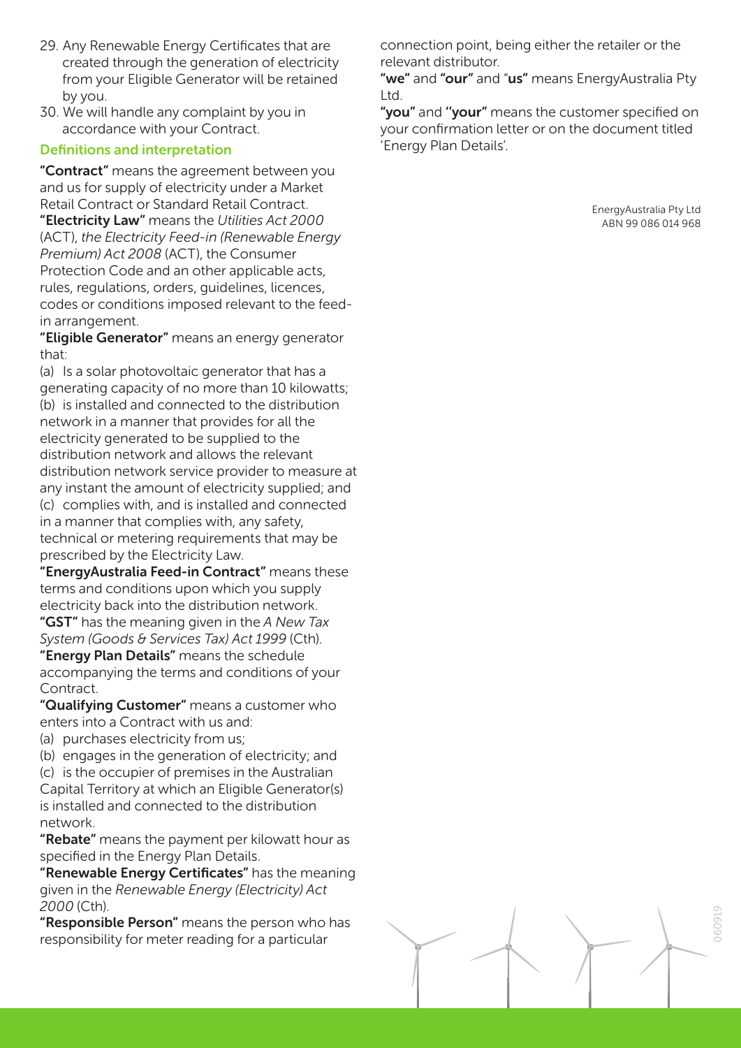29. Any Renewable Energy Certificates that are created through the generation of electricity from your Eligible Generator will be retained by you.
30. We will handle any complaint by you in accordance with your Contract.

### Definitions and interpretation

**"Contract"** means the agreement between you and us for supply of electricity under a Market Retail Contract or Standard Retail Contract.

**"Electricity Law"** means the *Utilities Act 2000* (ACT), *the Electricity Feed-in (Renewable Energy Premium) Act 2008* (ACT), the Consumer Protection Code and an other applicable acts, rules, regulations, orders, guidelines, licences, codes or conditions imposed relevant to the feed-in arrangement.

**"Eligible Generator"** means an energy generator that:

(a) Is a solar photovoltaic generator that has a generating capacity of no more than 10 kilowatts;
(b) is installed and connected to the distribution network in a manner that provides for all the electricity generated to be supplied to the distribution network and allows the relevant distribution network service provider to measure at any instant the amount of electricity supplied; and
(c) complies with, and is installed and connected in a manner that complies with, any safety, technical or metering requirements that may be prescribed by the Electricity Law.

**"EnergyAustralia Feed-in Contract"** means these terms and conditions upon which you supply electricity back into the distribution network.

**"GST"** has the meaning given in the *A New Tax System (Goods & Services Tax) Act 1999* (Cth).

**"Energy Plan Details"** means the schedule accompanying the terms and conditions of your Contract.

**"Qualifying Customer"** means a customer who enters into a Contract with us and:

(a) purchases electricity from us;
(b) engages in the generation of electricity; and
(c) is the occupier of premises in the Australian Capital Territory at which an Eligible Generator(s) is installed and connected to the distribution network.

**"Rebate"** means the payment per kilowatt hour as specified in the Energy Plan Details.

**"Renewable Energy Certificates"** has the meaning given in the *Renewable Energy (Electricity) Act 2000* (Cth).

**"Responsible Person"** means the person who has responsibility for meter reading for a particular connection point, being either the retailer or the relevant distributor.

**"we"** and **"our"** and "**us"** means EnergyAustralia Pty Ltd.

**"you"** and **''your"** means the customer specified on your confirmation letter or on the document titled 'Energy Plan Details'.

EnergyAustralia Pty Ltd
ABN 99 086 014 968

060919